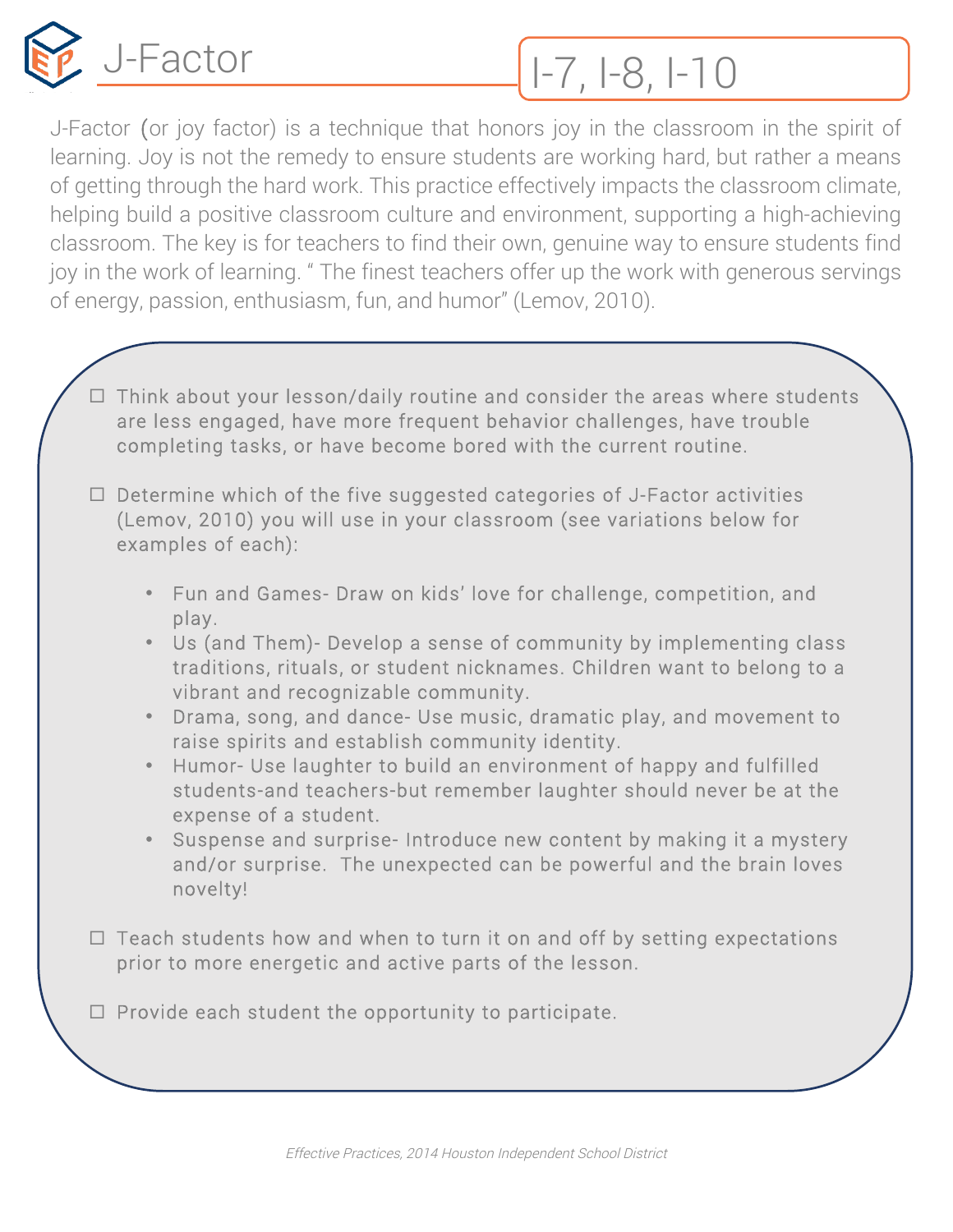# J-Factor

**I-7, I-8, I-10**

J-Factor (or joy factor) is a technique that honors joy in the classroom in the spirit of learning. Joy is not the remedy to ensure students are working hard, but rather a means of getting through the hard work. This practice effectively impacts the classroom climate, helping build a positive classroom culture and environment, supporting a high-achieving classroom. The key is for teachers to find their own, genuine way to ensure students find joy in the work of learning. " The finest teachers offer up the work with generous servings of energy, passion, enthusiasm, fun, and humor" (Lemov, 2010).

- ☐ Think about your lesson/daily routine and consider the areas where students are less engaged, have more frequent behavior challenges, have trouble completing tasks, or have become bored with the current routine.

- ☐ Determine which of the five suggested categories of J-Factor activities (Lemov, 2010) you will use in your classroom (see variations below for examples of each):

  - Fun and Games- Draw on kids' love for challenge, competition, and play.
  - Us (and Them)- Develop a sense of community by implementing class traditions, rituals, or student nicknames. Children want to belong to a vibrant and recognizable community.
  - Drama, song, and dance- Use music, dramatic play, and movement to raise spirits and establish community identity.
  - Humor- Use laughter to build an environment of happy and fulfilled students-and teachers-but remember laughter should never be at the expense of a student.
  - Suspense and surprise- Introduce new content by making it a mystery and/or surprise. The unexpected can be powerful and the brain loves novelty!

- ☐ Teach students how and when to turn it on and off by setting expectations prior to more energetic and active parts of the lesson.

- ☐ Provide each student the opportunity to participate.

*Effective Practices, 2014 Houston Independent School District*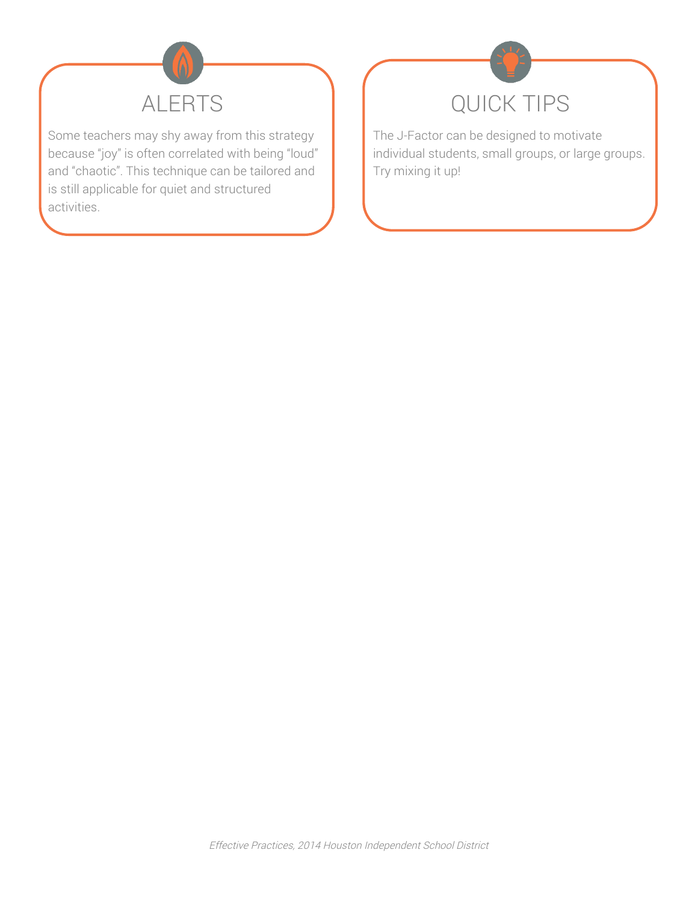## ALERTS

Some teachers may shy away from this strategy because “joy” is often correlated with being “loud” and “chaotic”. This technique can be tailored and is still applicable for quiet and structured activities.

## QUICK TIPS

The J-Factor can be designed to motivate individual students, small groups, or large groups. Try mixing it up!